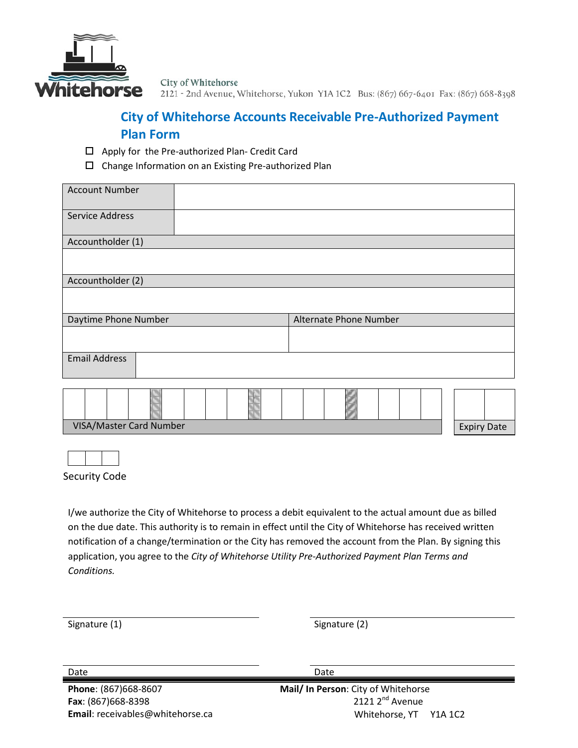City of Whitehorse
2121 - 2nd Avenue, Whitehorse, Yukon Y1A 1C2 Bus: (867) 667-6401 Fax: (867) 668-8398

# City of Whitehorse Accounts Receivable Pre-Authorized Payment Plan Form

- ☐ Apply for the Pre-authorized Plan- Credit Card
- ☐ Change Information on an Existing Pre-authorized Plan

| Account Number | |
|---|---|
| Service Address | |

| Accountholder (1) |
|---|
| |

| Accountholder (2) |
|---|
| |

| Daytime Phone Number | Alternate Phone Number |
|---|---|
| | |

| Email Address | |
|---|---|

| VISA/Master Card Number | Expiry Date |
|---|---|
| | |

| Security Code |
|---|
| |

I/we authorize the City of Whitehorse to process a debit equivalent to the actual amount due as billed on the due date. This authority is to remain in effect until the City of Whitehorse has received written notification of a change/termination or the City has removed the account from the Plan. By signing this application, you agree to the *City of Whitehorse Utility Pre-Authorized Payment Plan Terms and Conditions.*

Signature (1) ____________________ Signature (2) ____________________

Date ____________________ Date ____________________

**Phone**: (867)668-8607
**Fax**: (867)668-8398
**Email**: receivables@whitehorse.ca

**Mail/ In Person**: City of Whitehorse
2121 2nd Avenue
Whitehorse, YT Y1A 1C2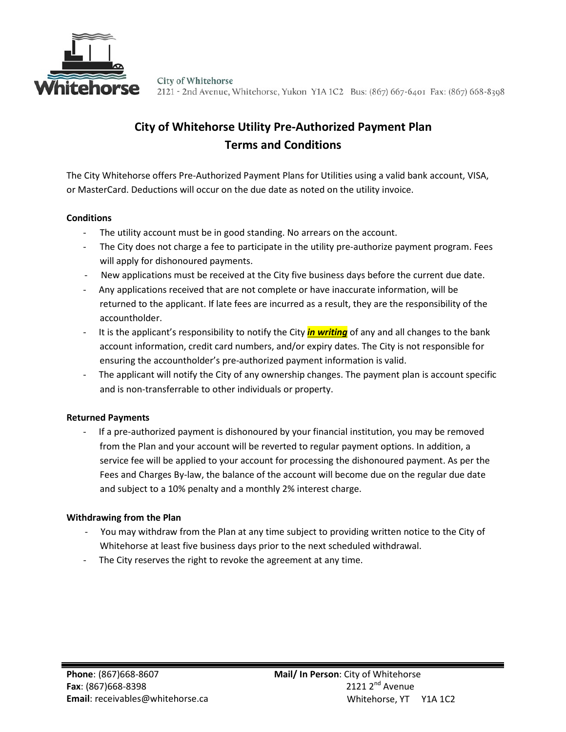City of Whitehorse
2121 - 2nd Avenue, Whitehorse, Yukon Y1A 1C2 Bus: (867) 667-6401 Fax: (867) 668-8398

# City of Whitehorse Utility Pre-Authorized Payment Plan Terms and Conditions

The City Whitehorse offers Pre-Authorized Payment Plans for Utilities using a valid bank account, VISA, or MasterCard. Deductions will occur on the due date as noted on the utility invoice.

**Conditions**

- The utility account must be in good standing. No arrears on the account.
- The City does not charge a fee to participate in the utility pre-authorize payment program. Fees will apply for dishonoured payments.
- New applications must be received at the City five business days before the current due date.
- Any applications received that are not complete or have inaccurate information, will be returned to the applicant. If late fees are incurred as a result, they are the responsibility of the accountholder.
- It is the applicant's responsibility to notify the City ***in writing*** of any and all changes to the bank account information, credit card numbers, and/or expiry dates. The City is not responsible for ensuring the accountholder's pre-authorized payment information is valid.
- The applicant will notify the City of any ownership changes. The payment plan is account specific and is non-transferrable to other individuals or property.

**Returned Payments**

- If a pre-authorized payment is dishonoured by your financial institution, you may be removed from the Plan and your account will be reverted to regular payment options. In addition, a service fee will be applied to your account for processing the dishonoured payment. As per the Fees and Charges By-law, the balance of the account will become due on the regular due date and subject to a 10% penalty and a monthly 2% interest charge.

**Withdrawing from the Plan**

- You may withdraw from the Plan at any time subject to providing written notice to the City of Whitehorse at least five business days prior to the next scheduled withdrawal.
- The City reserves the right to revoke the agreement at any time.

**Phone**: (867)668-8607
**Fax**: (867)668-8398
**Email**: receivables@whitehorse.ca

**Mail/ In Person**: City of Whitehorse
2121 2nd Avenue
Whitehorse, YT Y1A 1C2